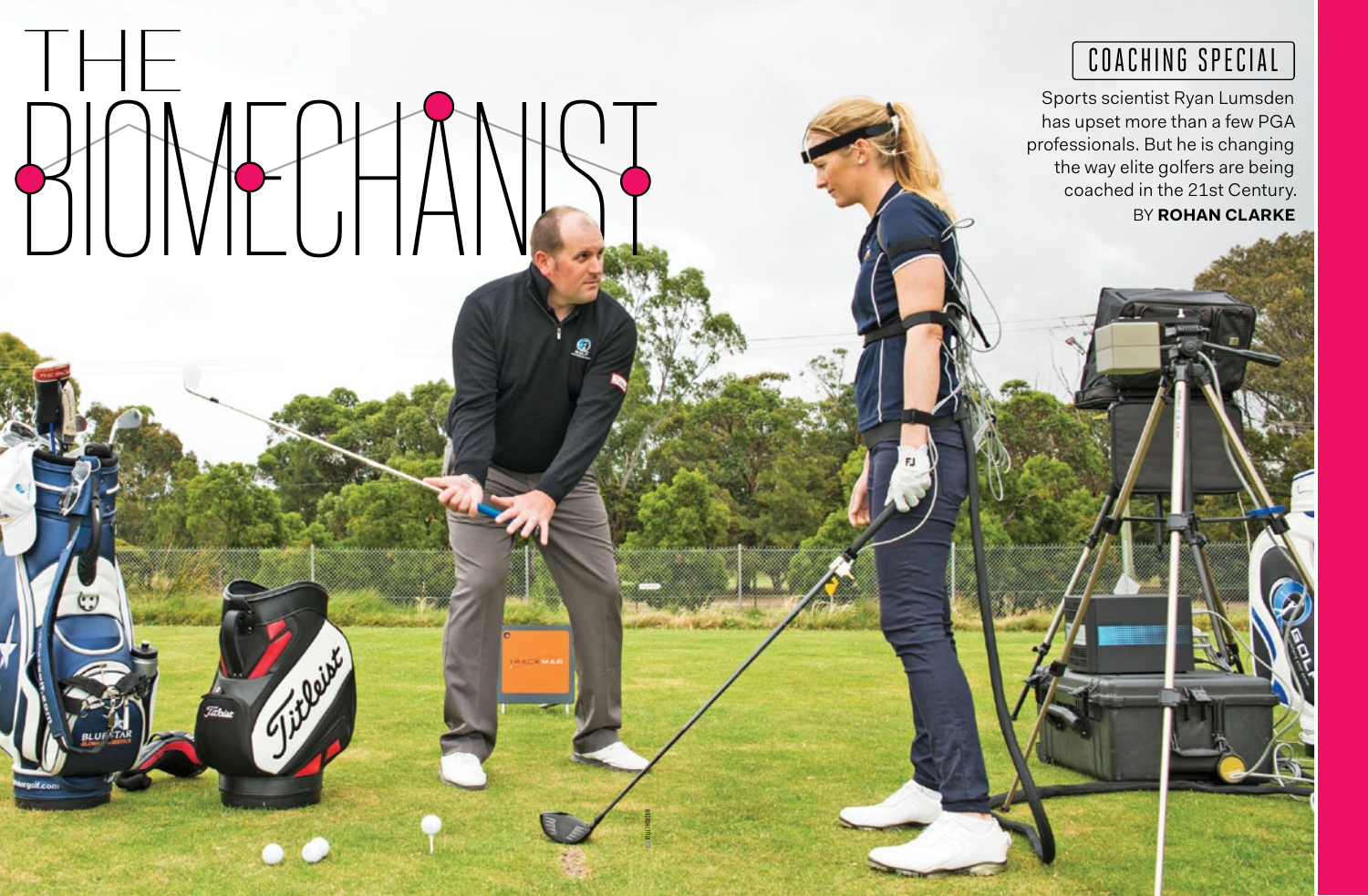# THE BIOMECHANIST

COACHING SPECIAL

Sports scientist Ryan Lumsden has upset more than a few PGA professionals. But he is changing the way elite golfers are being coached in the 21st Century.

BY **ROHAN CLARKE**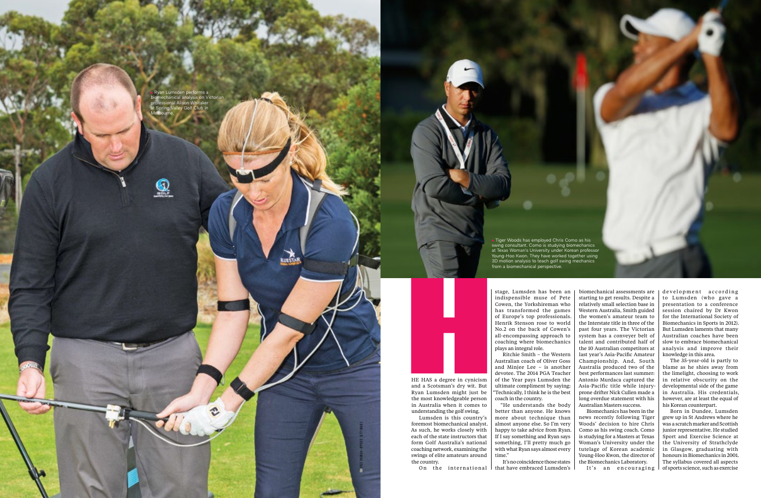Ryan Lumsden performs a biomechanical analysis on Victorian professional Alison Whitaker at Spring Valley Golf Club in Melbourne.

Tiger Woods has employed Chris Como as his swing consultant. Como is studying biomechanics at Texas Woman's University under Korean professor Young-Hoo Kwon. They have worked together using 3D motion analysis to teach golf swing mechanics from a biomechanical perspective.

HE HAS a degree in cynicism and a Scotsman's dry wit. But Ryan Lumsden might just be the most knowledgeable person in Australia when it comes to understanding the golf swing.

Lumsden is this country's foremost biomechanical analyst. As such, he works closely with each of the state instructors that form Golf Australia's national coaching network, examining the swings of elite amateurs around the country.

On the international stage, Lumsden has been an indispensible muse of Pete Cowen, the Yorkshireman who has transformed the games of Europe's top professionals. Henrik Stenson rose to world No.2 on the back of Cowen's all-encompassing approach to coaching where biomechanics plays an integral role.

Ritchie Smith – the Western Australian coach of Oliver Goss and Minjee Lee – is another devotee. The 2014 PGA Teacher of the Year pays Lumsden the ultimate compliment by saying: "Technically, I think he is the best coach in the country.

"He understands the body better than anyone. He knows more about technique than almost anyone else. So I'm very happy to take advice from Ryan. If I say something and Ryan says something, I'll pretty much go with what Ryan says almost every time."

It's no coincidence those states that have embraced Lumsden's biomechanical assessments are starting to get results. Despite a relatively small selection base in Western Australia, Smith guided the women's amateur team to the Interstate title in three of the past four years. The Victorian system has a conveyer belt of talent and contributed half of the 10 Australian competitors at last year's Asia-Pacific Amateur Championship. And, South Australia produced two of the best performances last summer: Antonio Murdaca captured the Asia-Pacific title while injury-prone drifter Nick Cullen made a long overdue statement with his Australian Masters success.

Biomechanics has been in the news recently following Tiger Woods' decision to hire Chris Como as his swing coach. Como is studying for a Masters at Texas Woman's University under the tutelage of Korean academic Young-Hoo Kwon, the director of the Biomechanics Laboratory.

It's an encouraging development according to Lumsden (who gave a presentation to a conference session chaired by Dr Kwon for the International Society of Biomechanics in Sports in 2012). But Lumsden laments that many Australian coaches have been slow to embrace biomechanical analysis and improve their knowledge in this area.

The 35-year-old is partly to blame as he shies away from the limelight, choosing to work in relative obscurity on the developmental side of the game in Australia. His credentials, however, are at least the equal of his Korean counterpart.

Born in Dundee, Lumsden grew up in St Andrews where he was a scratch marker and Scottish junior representative. He studied Sport and Exercise Science at the University of Strathclyde in Glasgow, graduating with honours in Biomechanics in 2001. The syllabus covered all aspects of sports science, such as exercise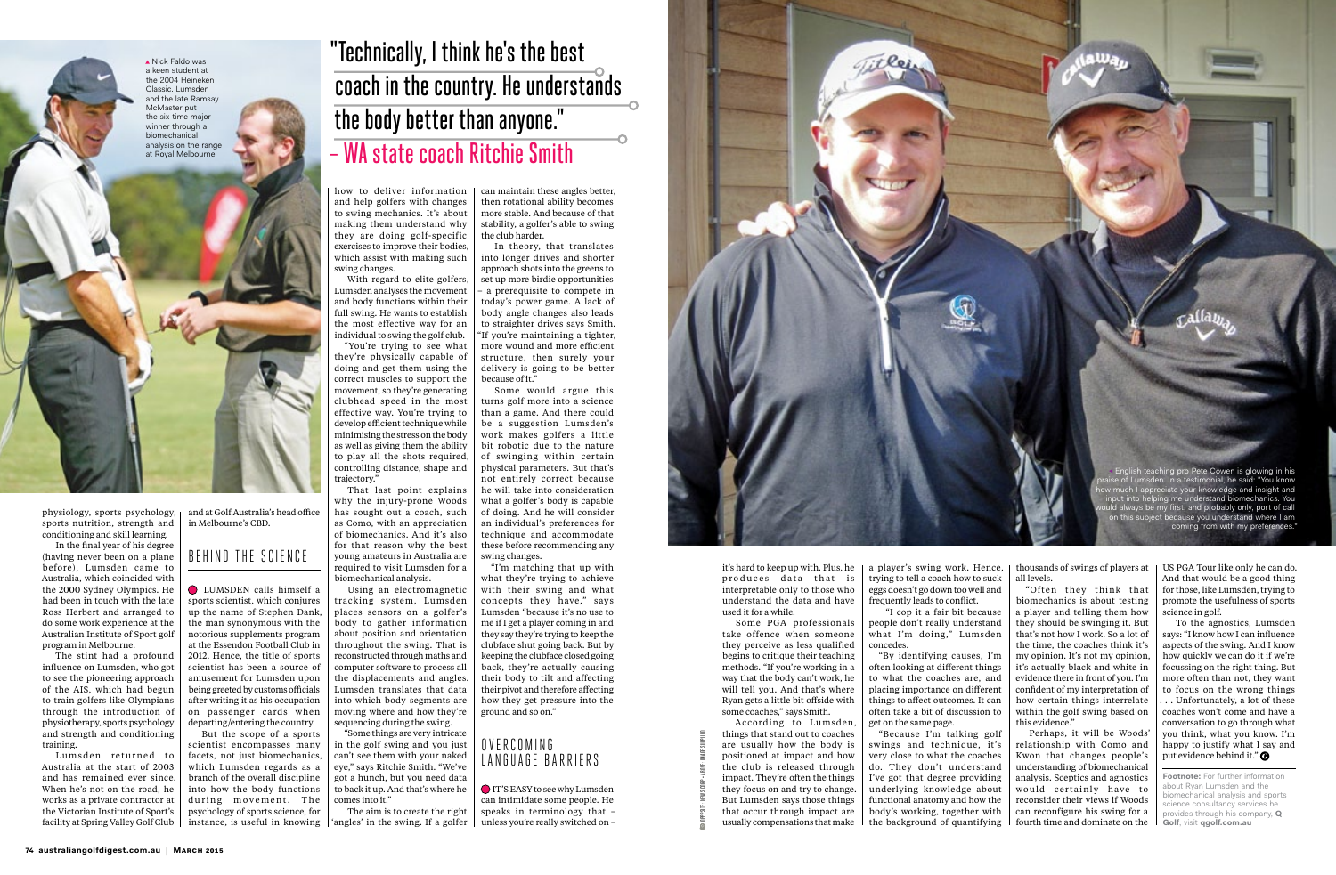▲ Nick Faldo was a keen student at the 2004 Heineken Classic. Lumsden and the late Ramsay McMaster put the six-time major winner through a biomechanical analysis on the range at Royal Melbourne.

> "Technically, I think he's the best coach in the country. He understands the body better than anyone."
> – WA state coach Ritchie Smith

physiology, sports psychology, sports nutrition, strength and conditioning and skill learning.

In the final year of his degree (having never been on a plane before), Lumsden came to Australia, which coincided with the 2000 Sydney Olympics. He had been in touch with the late Ross Herbert and arranged to do some work experience at the Australian Institute of Sport golf program in Melbourne.

The stint had a profound influence on Lumsden, who got to see the pioneering approach of the AIS, which had begun to train golfers like Olympians through the introduction of physiotherapy, sports psychology and strength and conditioning training.

Lumsden returned to Australia at the start of 2003 and has remained ever since. When he's not on the road, he works as a private contractor at the Victorian Institute of Sport's facility at Spring Valley Golf Club and at Golf Australia's head office in Melbourne's CBD.

## BEHIND THE SCIENCE

LUMSDEN calls himself a sports scientist, which conjures up the name of Stephen Dank, the man synonymous with the notorious supplements program at the Essendon Football Club in 2012. Hence, the title of sports scientist has been a source of amusement for Lumsden upon being greeted by customs officials after writing it as his occupation on passenger cards when departing/entering the country.

But the scope of a sports scientist encompasses many facets, not just biomechanics, which Lumsden regards as a branch of the overall discipline into how the body functions during movement. The psychology of sports science, for instance, is useful in knowing how to deliver information and help golfers with changes to swing mechanics. It's about making them understand why they are doing golf-specific exercises to improve their bodies, which assist with making such swing changes.

With regard to elite golfers, Lumsden analyses the movement and body functions within their full swing. He wants to establish the most effective way for an individual to swing the golf club.

"You're trying to see what they're physically capable of doing and get them using the correct muscles to support the movement, so they're generating clubhead speed in the most effective way. You're trying to develop efficient technique while minimising the stress on the body as well as giving them the ability to play all the shots required, controlling distance, shape and trajectory."

That last point explains why the injury-prone Woods has sought out a coach, such as Como, with an appreciation of biomechanics. And it's also for that reason why the best young amateurs in Australia are required to visit Lumsden for a biomechanical analysis.

Using an electromagnetic tracking system, Lumsden places sensors on a golfer's body to gather information about position and orientation throughout the swing. That is reconstructed through maths and computer software to process all the displacements and angles. Lumsden translates that data into which body segments are moving where and how they're sequencing during the swing.

"Some things are very intricate in the golf swing and you just can't see them with your naked eye," says Ritchie Smith. "We've got a hunch, but you need data to back it up. And that's where he comes into it."

The aim is to create the right 'angles' in the swing. If a golfer can maintain these angles better, then rotational ability becomes more stable. And because of that stability, a golfer's ability to swing the club harder.

In theory, that translates into longer drives and shorter approach shots into the greens to set up more birdie opportunities – a prerequisite to compete in today's power game. A lack of body angle changes also leads to straighter drives says Smith. "If you're maintaining a tighter, more wound and more efficient structure, then surely your delivery is going to be better because of it."

Some would argue this turns golf more into a science than a game. And there could be a suggestion Lumsden's work makes golfers a little bit robotic due to the nature of swinging within certain physical parameters. But that's not entirely correct because he will take into consideration what a golfer's body is capable of doing. And he will consider an individual's preferences for technique and accommodate these before recommending any swing changes.

"I'm matching that up with what they're trying to achieve with their swing and what concepts they have," says Lumsden "because it's no use to me if I get a player coming in and they say they're trying to keep the clubface shut going back. But by keeping the clubface closed going back, they're actually causing their body to tilt and affecting their pivot and therefore affecting how they get pressure into the ground and so on."

## OVERCOMING LANGUAGE BARRIERS

IT'S EASY to see why Lumsden can intimidate some people. He speaks in terminology that – unless you're really switched on – it's hard to keep up with. Plus, he produces data that is interpretable only to those who understand the data and have used it for a while.

Some PGA professionals take offence when someone they perceive as less qualified begins to critique their teaching methods. "If you're working in a way that the body can't work, he will tell you. And that's where Ryan gets a little bit offside with some coaches," says Smith.

According to Lumsden, things that stand out to coaches are usually how the body is positioned at impact and how the club is released through impact. They're often the things they focus on and try to change. But Lumsden says those things that occur through impact are usually compensations that make a player's swing work. Hence, trying to tell a coach how to suck eggs doesn't go down too well and frequently leads to conflict.

"I cop it a fair bit because people don't really understand what I'm doing," Lumsden concedes.

"By identifying causes, I'm often looking at different things to what the coaches are, and placing importance on different things to affect outcomes. It can often take a bit of discussion to get on the same page.

"Because I'm talking golf swings and technique, it's very close to what the coaches do. They don't understand I've got that degree providing underlying knowledge about functional anatomy and how the body's working, together with the background of quantifying thousands of swings of players at all levels.

"Often they think that biomechanics is about testing a player and telling them how they should be swinging it. But that's not how I work. So a lot of the time, the coaches think it's my opinion. It's not my opinion, it's actually black and white in evidence there in front of you. I'm confident of my interpretation of how certain things interrelate within the golf swing based on this evidence."

Perhaps, it will be Woods' relationship with Como and Kwon that changes people's understanding of biomechanical analysis. Sceptics and agnostics would certainly have to reconsider their views if Woods can reconfigure his swing for a fourth time and dominate on the US PGA Tour like only he can do. And that would be a good thing for those, like Lumsden, trying to promote the usefulness of sports science in golf.

To the agnostics, Lumsden says: "I know how I can influence aspects of the swing. And I know how quickly we can do it if we're focussing on the right thing. But more often than not, they want to focus on the wrong things . . . Unfortunately, a lot of these coaches won't come and have a conversation to go through what you think, what you know. I'm happy to justify what I say and put evidence behind it."

**Footnote:** For further information about Ryan Lumsden and the biomechanical analysis and sports science consultancy services he provides through his company, **Q Golf**, visit **qgolf.com.au**

▲ English teaching pro Pete Cowen is glowing in his praise of Lumsden. In a testimonial, he said: "You know how much I appreciate your knowledge and insight and input into helping me understand biomechanics. You would always be my first, and probably only, port of call on this subject because you understand where I am coming from with my preferences."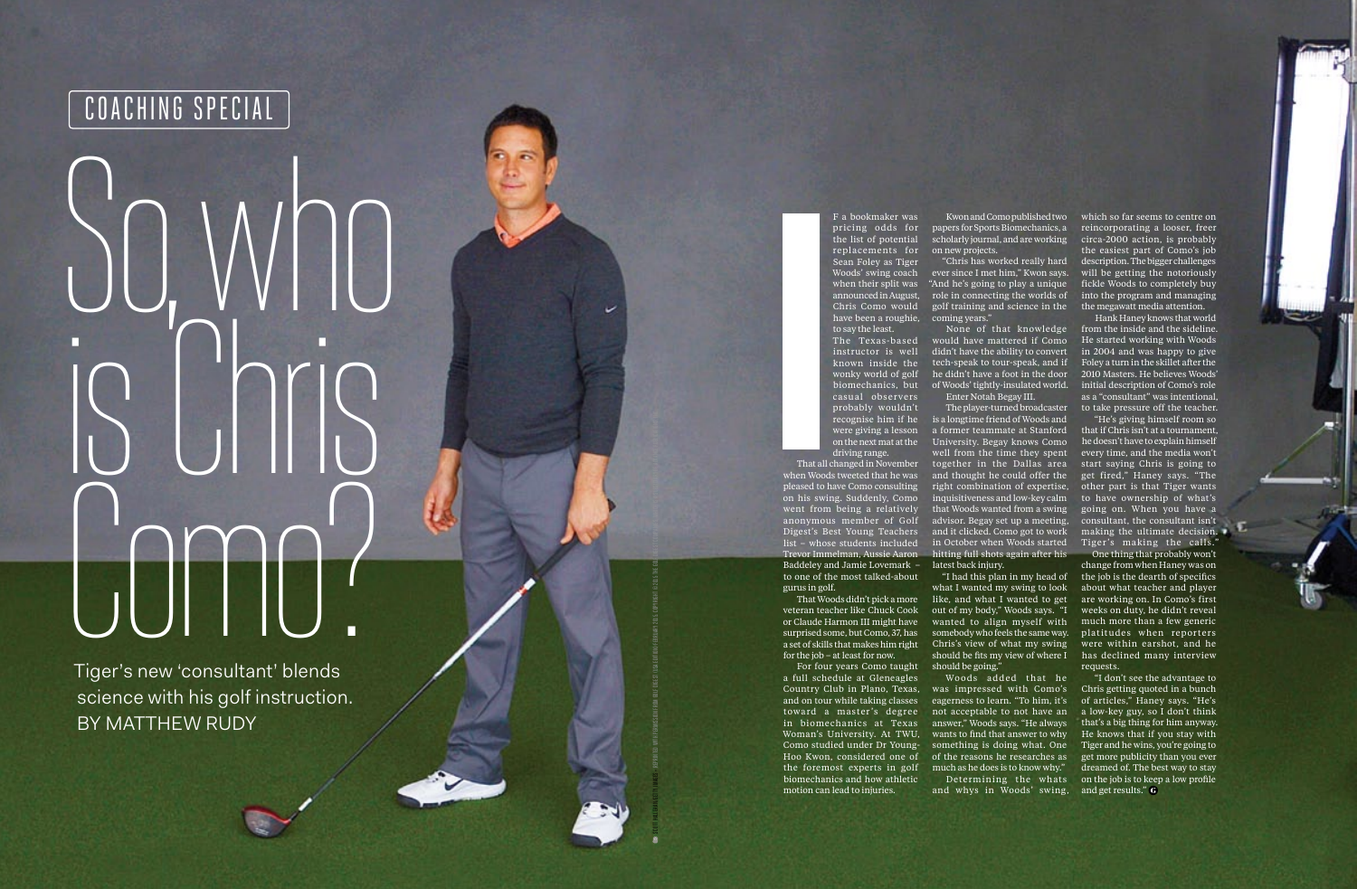COACHING SPECIAL

# So, who is Chris Como?

Tiger's new 'consultant' blends science with his golf instruction. BY MATTHEW RUDY

IF a bookmaker was pricing odds for the list of potential replacements for Sean Foley as Tiger Woods' swing coach when their split was announced in August, Chris Como would have been a roughie, to say the least.

The Texas-based instructor is well known inside the wonky world of golf biomechanics, but casual observers probably wouldn't recognise him if he were giving a lesson on the next mat at the driving range.

That all changed in November when Woods tweeted that he was pleased to have Como consulting on his swing. Suddenly, Como went from being a relatively anonymous member of Golf Digest's Best Young Teachers list – whose students included Trevor Immelman, Aussie Aaron Baddeley and Jamie Lovemark – to one of the most talked-about gurus in golf.

That Woods didn't pick a more veteran teacher like Chuck Cook or Claude Harmon III might have surprised some, but Como, 37, has a set of skills that makes him right for the job – at least for now.

For four years Como taught a full schedule at Gleneagles Country Club in Plano, Texas, and on tour while taking classes toward a master's degree in biomechanics at Texas Woman's University. At TWU, Como studied under Dr Young-Hoo Kwon, considered one of the foremost experts in golf biomechanics and how athletic motion can lead to injuries.

Kwon and Como published two papers for Sports Biomechanics, a scholarly journal, and are working on new projects.

"Chris has worked really hard ever since I met him," Kwon says. "And he's going to play a unique role in connecting the worlds of golf training and science in the coming years."

None of that knowledge would have mattered if Como didn't have the ability to convert tech-speak to tour-speak, and if he didn't have a foot in the door of Woods' tightly-insulated world.

Enter Notah Begay III.

The player-turned broadcaster is a longtime friend of Woods and a former teammate at Stanford University. Begay knows Como well from the time they spent together in the Dallas area and thought he could offer the right combination of expertise, inquisitiveness and low-key calm that Woods wanted from a swing advisor. Begay set up a meeting, and it clicked. Como got to work in October when Woods started hitting full shots again after his latest back injury.

"I had this plan in my head of what I wanted my swing to look like, and what I wanted to get out of my body," Woods says. "I wanted to align myself with somebody who feels the same way. Chris's view of what my swing should be fits my view of where I should be going."

Woods added that he was impressed with Como's eagerness to learn. "To him, it's not acceptable to not have an answer," Woods says. "He always wants to find that answer to why something is doing what. One of the reasons he researches as much as he does is to know why."

Determining the whats and whys in Woods' swing, which so far seems to centre on reincorporating a looser, freer circa-2000 action, is probably the easiest part of Como's job description. The bigger challenges will be getting the notoriously fickle Woods to completely buy into the program and managing the megawatt media attention.

Hank Haney knows that world from the inside and the sideline. He started working with Woods in 2004 and was happy to give Foley a turn in the skillet after the 2010 Masters. He believes Woods' initial description of Como's role as a "consultant" was intentional, to take pressure off the teacher.

"He's giving himself room so that if Chris isn't at a tournament, he doesn't have to explain himself every time, and the media won't start saying Chris is going to get fired," Haney says. "The other part is that Tiger wants to have ownership of what's going on. When you have a consultant, the consultant isn't making the ultimate decision. Tiger's making the calls."

One thing that probably won't change from when Haney was on the job is the dearth of specifics about what teacher and player are working on. In Como's first weeks on duty, he didn't reveal much more than a few generic platitudes when reporters were within earshot, and he has declined many interview requests.

"I don't see the advantage to Chris getting quoted in a bunch of articles," Haney says. "He's a low-key guy, so I don't think that's a big thing for him anyway. He knows that if you stay with Tiger and he wins, you're going to get more publicity than you ever dreamed of. The best way to stay on the job is to keep a low profile and get results."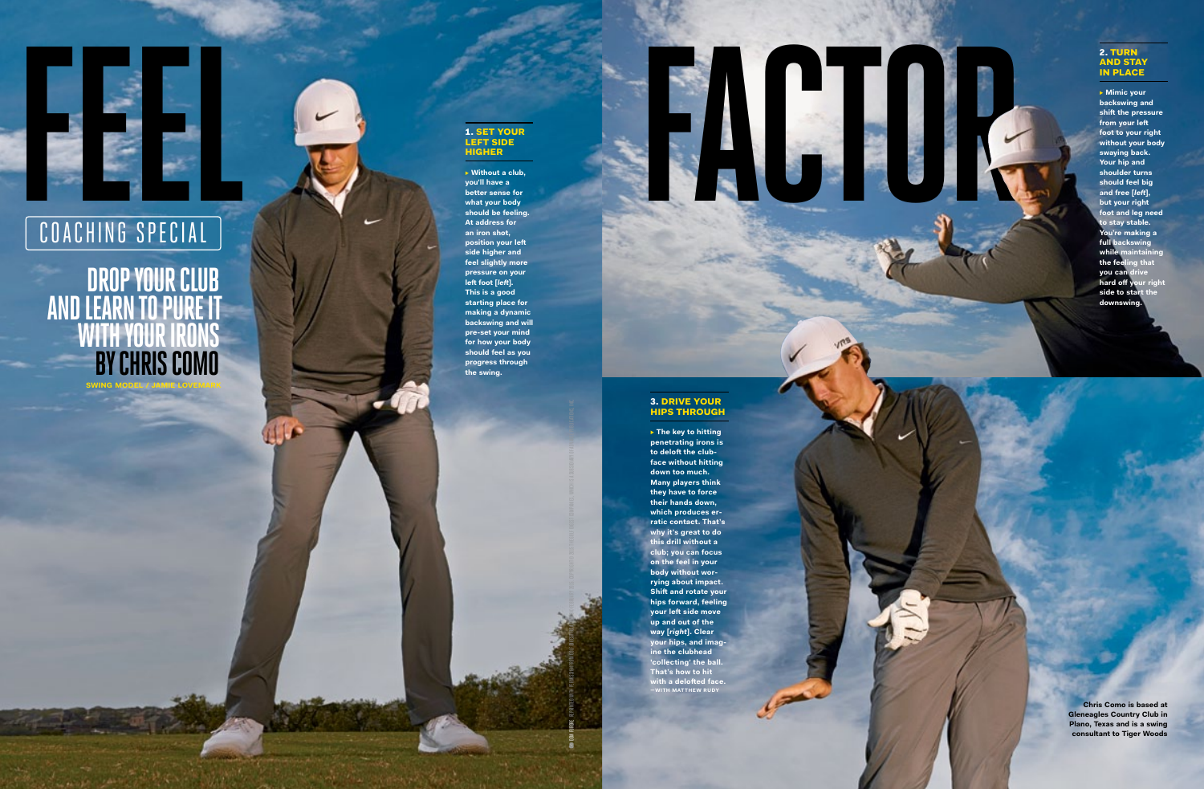# FEEL FACTOR

COACHING SPECIAL

## DROP YOUR CLUB AND LEARN TO PURE IT WITH YOUR IRONS BY CHRIS COMO

SWING MODEL / JAMIE LOVEMARK

### 1. SET YOUR LEFT SIDE HIGHER

▸ Without a club, you'll have a better sense for what your body should be feeling. At address for an iron shot, position your left side higher and feel slightly more pressure on your left foot [*left*]. This is a good starting place for making a dynamic backswing and will pre-set your mind for how your body should feel as you progress through the swing.

### 2. TURN AND STAY IN PLACE

▸ Mimic your backswing and shift the pressure from your left foot to your right without your body swaying back. Your hip and shoulder turns should feel big and free [*left*], but your right foot and leg need to stay stable. You're making a full backswing while maintaining the feeling that you can drive hard off your right side to start the downswing.

### 3. DRIVE YOUR HIPS THROUGH

▸ The key to hitting penetrating irons is to deloft the clubface without hitting down too much. Many players think they have to force their hands down, which produces erratic contact. That's why it's great to do this drill without a club; you can focus on the feel in your body without worrying about impact. Shift and rotate your hips forward, feeling your left side move up and out of the way [*right*]. Clear your hips, and imagine the clubhead 'collecting' the ball. That's how to hit with a delofted face.
—WITH MATTHEW RUDY

Chris Como is based at Gleneagles Country Club in Plano, Texas and is a swing consultant to Tiger Woods